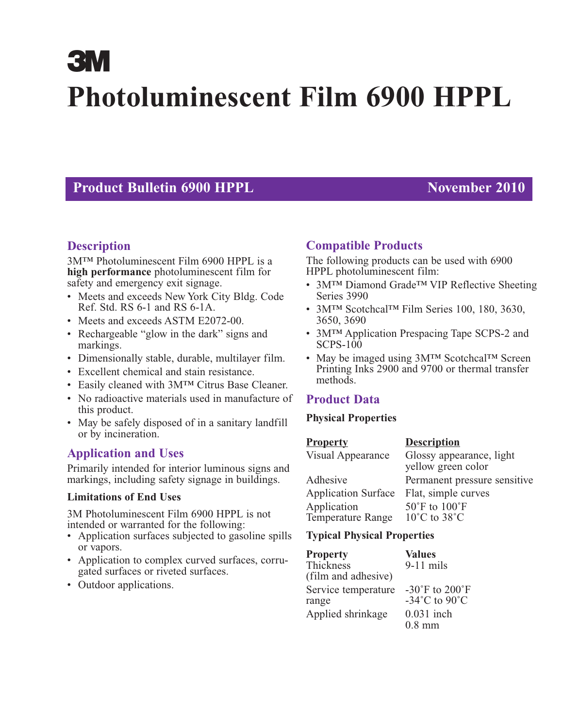3M

# Photoluminescent Film 6900 HPPL

**Product Bulletin 6900 HPPL** — **November 2010**

## Description

3M™ Photoluminescent Film 6900 HPPL is a **high performance** photoluminescent film for safety and emergency exit signage.

- Meets and exceeds New York City Bldg. Code Ref. Std. RS 6-1 and RS 6-1A.
- Meets and exceeds ASTM E2072-00.
- Rechargeable "glow in the dark" signs and markings.
- Dimensionally stable, durable, multilayer film.
- Excellent chemical and stain resistance.
- Easily cleaned with 3M™ Citrus Base Cleaner.
- No radioactive materials used in manufacture of this product.
- May be safely disposed of in a sanitary landfill or by incineration.

## Application and Uses

Primarily intended for interior luminous signs and markings, including safety signage in buildings.

### Limitations of End Uses

3M Photoluminescent Film 6900 HPPL is not intended or warranted for the following:

- Application surfaces subjected to gasoline spills or vapors.
- Application to complex curved surfaces, corrugated surfaces or riveted surfaces.
- Outdoor applications.

## Compatible Products

The following products can be used with 6900 HPPL photoluminescent film:

- 3M™ Diamond Grade™ VIP Reflective Sheeting Series 3990
- 3M™ Scotchcal™ Film Series 100, 180, 3630, 3650, 3690
- 3M™ Application Prespacing Tape SCPS-2 and SCPS-100
- May be imaged using 3M™ Scotchcal™ Screen Printing Inks 2900 and 9700 or thermal transfer methods.

## Product Data

### Physical Properties

| Property | Description |
| --- | --- |
| Visual Appearance | Glossy appearance, light yellow green color |
| Adhesive | Permanent pressure sensitive |
| Application Surface | Flat, simple curves |
| Application Temperature Range | 50˚F to 100˚F<br>10˚C to 38˚C |

### Typical Physical Properties

| Property | Values |
| --- | --- |
| Thickness (film and adhesive) | 9-11 mils |
| Service temperature range | -30˚F to 200˚F<br>-34˚C to 90˚C |
| Applied shrinkage | 0.031 inch<br>0.8 mm |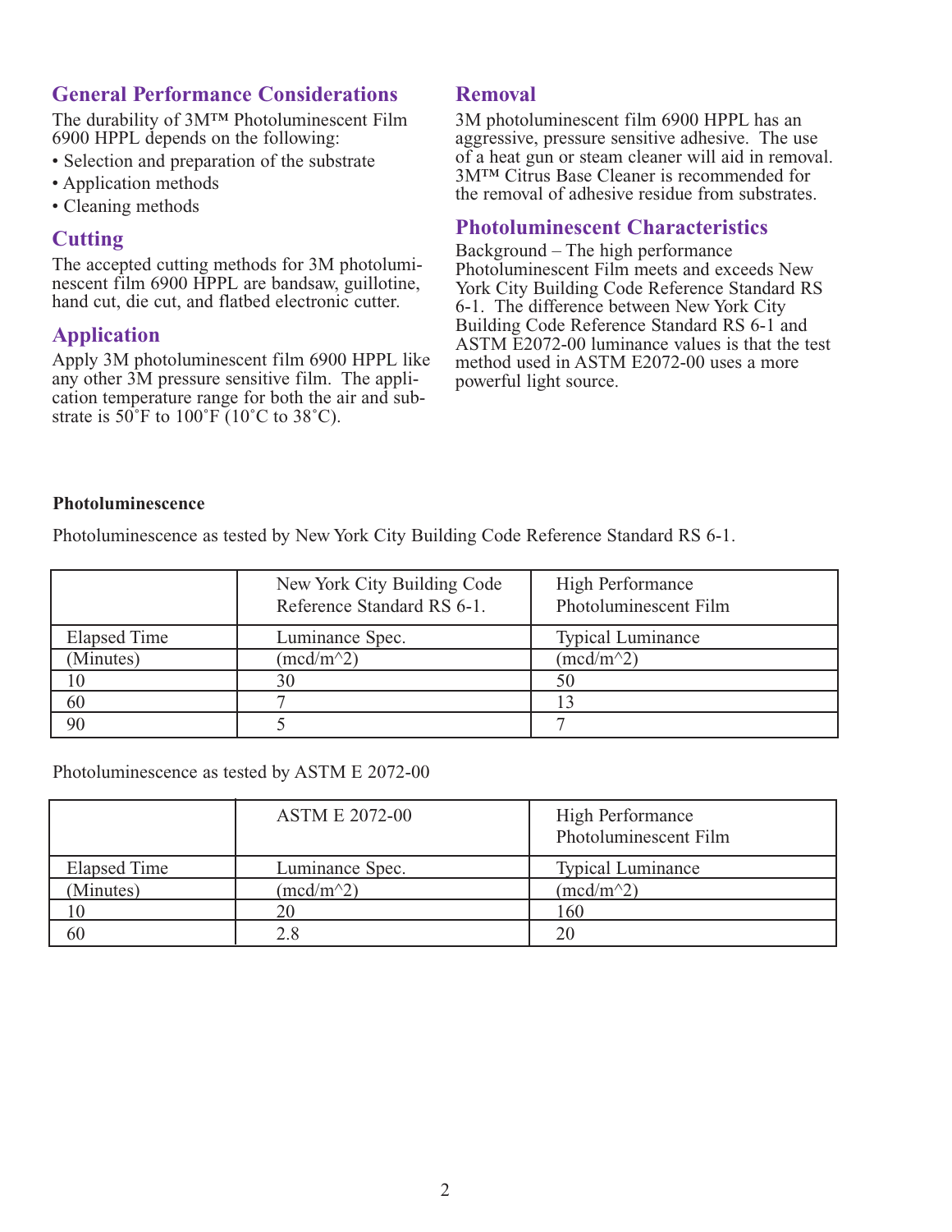## General Performance Considerations

The durability of 3M™ Photoluminescent Film 6900 HPPL depends on the following:

- Selection and preparation of the substrate
- Application methods
- Cleaning methods

## Cutting

The accepted cutting methods for 3M photoluminescent film 6900 HPPL are bandsaw, guillotine, hand cut, die cut, and flatbed electronic cutter.

## Application

Apply 3M photoluminescent film 6900 HPPL like any other 3M pressure sensitive film. The application temperature range for both the air and substrate is 50˚F to 100˚F (10˚C to 38˚C).

## Removal

3M photoluminescent film 6900 HPPL has an aggressive, pressure sensitive adhesive. The use of a heat gun or steam cleaner will aid in removal. 3M™ Citrus Base Cleaner is recommended for the removal of adhesive residue from substrates.

## Photoluminescent Characteristics

Background – The high performance Photoluminescent Film meets and exceeds New York City Building Code Reference Standard RS 6-1. The difference between New York City Building Code Reference Standard RS 6-1 and ASTM E2072-00 luminance values is that the test method used in ASTM E2072-00 uses a more powerful light source.

**Photoluminescence**

Photoluminescence as tested by New York City Building Code Reference Standard RS 6-1.

| | New York City Building Code Reference Standard RS 6-1. | High Performance Photoluminescent Film |
|---|---|---|
| Elapsed Time | Luminance Spec. | Typical Luminance |
| (Minutes) | (mcd/m^2) | (mcd/m^2) |
| 10 | 30 | 50 |
| 60 | 7 | 13 |
| 90 | 5 | 7 |

Photoluminescence as tested by ASTM E 2072-00

| | ASTM E 2072-00 | High Performance Photoluminescent Film |
|---|---|---|
| Elapsed Time | Luminance Spec. | Typical Luminance |
| (Minutes) | (mcd/m^2) | (mcd/m^2) |
| 10 | 20 | 160 |
| 60 | 2.8 | 20 |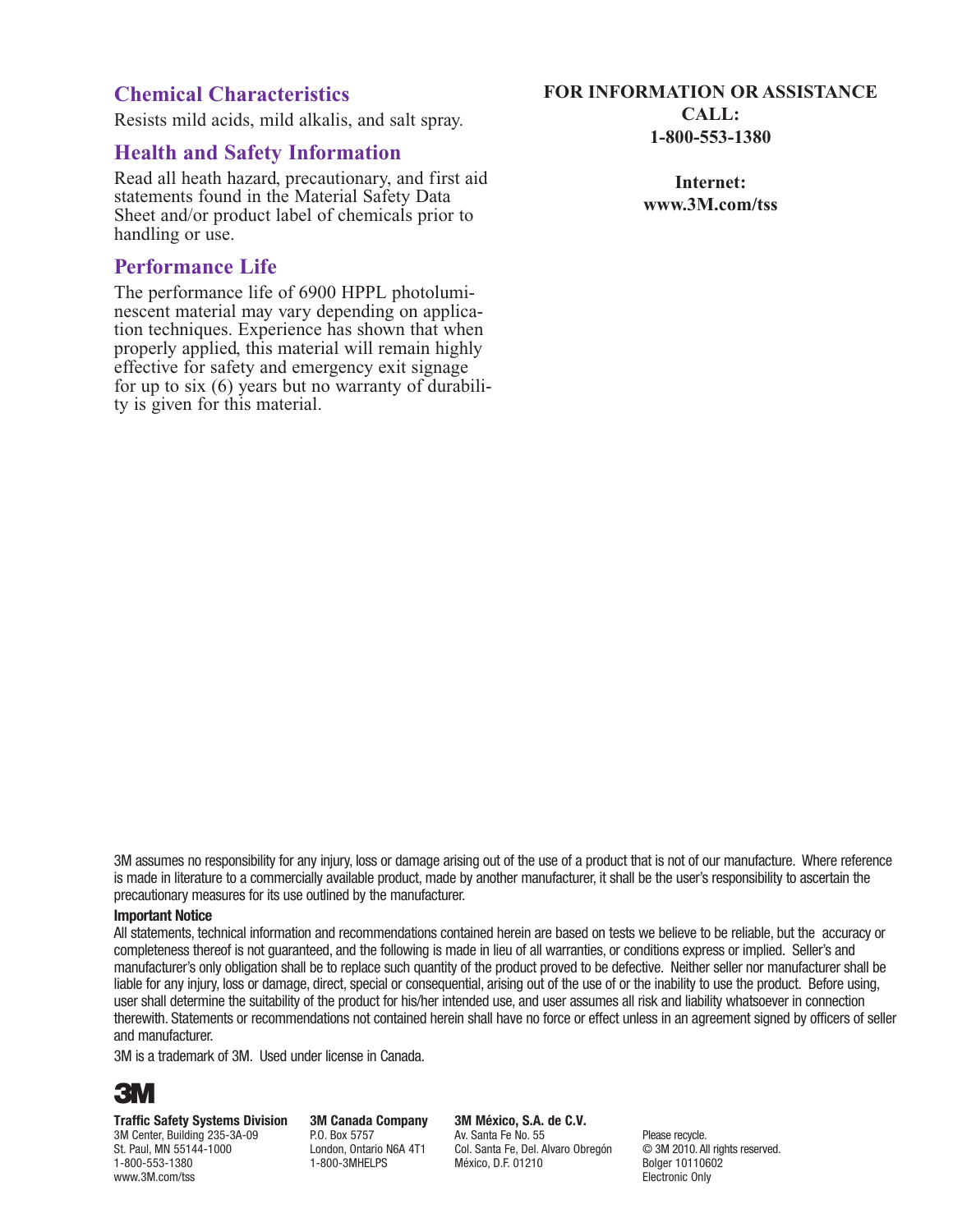## Chemical Characteristics

Resists mild acids, mild alkalis, and salt spray.

## Health and Safety Information

Read all heath hazard, precautionary, and first aid statements found in the Material Safety Data Sheet and/or product label of chemicals prior to handling or use.

## Performance Life

The performance life of 6900 HPPL photoluminescent material may vary depending on application techniques. Experience has shown that when properly applied, this material will remain highly effective for safety and emergency exit signage for up to six (6) years but no warranty of durability is given for this material.

**FOR INFORMATION OR ASSISTANCE CALL:**
**1-800-553-1380**

**Internet:**
**www.3M.com/tss**

3M assumes no responsibility for any injury, loss or damage arising out of the use of a product that is not of our manufacture. Where reference is made in literature to a commercially available product, made by another manufacturer, it shall be the user's responsibility to ascertain the precautionary measures for its use outlined by the manufacturer.

**Important Notice**

All statements, technical information and recommendations contained herein are based on tests we believe to be reliable, but the accuracy or completeness thereof is not guaranteed, and the following is made in lieu of all warranties, or conditions express or implied. Seller's and manufacturer's only obligation shall be to replace such quantity of the product proved to be defective. Neither seller nor manufacturer shall be liable for any injury, loss or damage, direct, special or consequential, arising out of the use of or the inability to use the product. Before using, user shall determine the suitability of the product for his/her intended use, and user assumes all risk and liability whatsoever in connection therewith. Statements or recommendations not contained herein shall have no force or effect unless in an agreement signed by officers of seller and manufacturer.

3M is a trademark of 3M. Used under license in Canada.

**3M**

**Traffic Safety Systems Division**
3M Center, Building 235-3A-09
St. Paul, MN 55144-1000
1-800-553-1380
www.3M.com/tss

**3M Canada Company**
P.O. Box 5757
London, Ontario N6A 4T1
1-800-3MHELPS

**3M México, S.A. de C.V.**
Av. Santa Fe No. 55
Col. Santa Fe, Del. Alvaro Obregón
México, D.F. 01210

Please recycle.
© 3M 2010. All rights reserved.
Bolger 10110602
Electronic Only